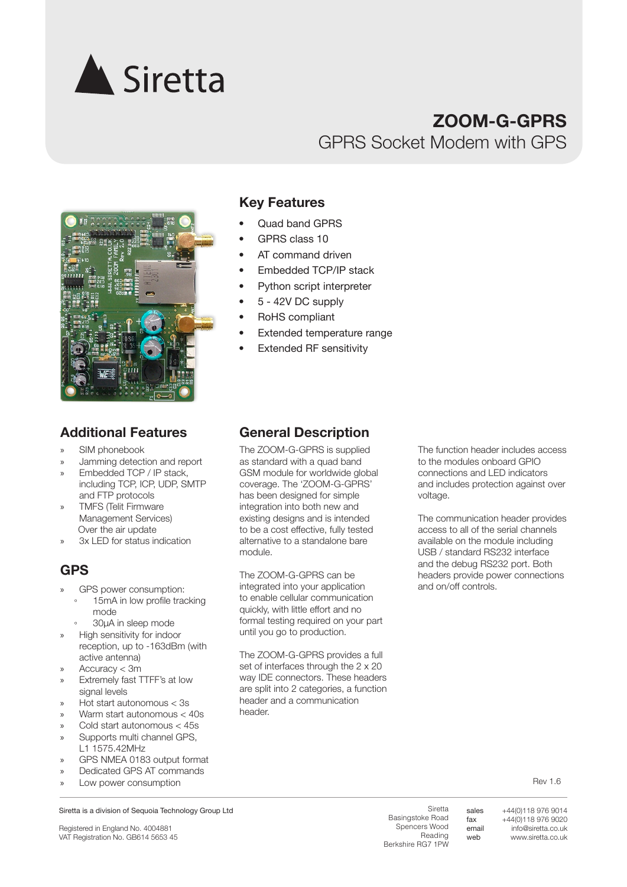# ZOOM-G-GPRS

GPRS Socket Modem with GPS

## Key Features

- Quad band GPRS
- GPRS class 10
- AT command driven
- Embedded TCP/IP stack
- Python script interpreter
- 5 - 42V DC supply
- RoHS compliant
- Extended temperature range
- Extended RF sensitivity

## Additional Features

- SIM phonebook
- Jamming detection and report
- Embedded TCP / IP stack, including TCP, ICP, UDP, SMTP and FTP protocols
- TMFS (Telit Firmware Management Services) Over the air update
- 3x LED for status indication

## GPS

- GPS power consumption:
  - 15mA in low profile tracking mode
  - 30µA in sleep mode
- High sensitivity for indoor reception, up to -163dBm (with active antenna)
- Accuracy < 3m
- Extremely fast TTFF's at low signal levels
- Hot start autonomous < 3s
- Warm start autonomous < 40s
- Cold start autonomous < 45s
- Supports multi channel GPS, L1 1575.42MHz
- GPS NMEA 0183 output format
- Dedicated GPS AT commands
- Low power consumption

## General Description

The ZOOM-G-GPRS is supplied as standard with a quad band GSM module for worldwide global coverage. The 'ZOOM-G-GPRS' has been designed for simple integration into both new and existing designs and is intended to be a cost effective, fully tested alternative to a standalone bare module.

The ZOOM-G-GPRS can be integrated into your application to enable cellular communication quickly, with little effort and no formal testing required on your part until you go to production.

The ZOOM-G-GPRS provides a full set of interfaces through the 2 x 20 way IDE connectors. These headers are split into 2 categories, a function header and a communication header.

The function header includes access to the modules onboard GPIO connections and LED indicators and includes protection against over voltage.

The communication header provides access to all of the serial channels available on the module including USB / standard RS232 interface and the debug RS232 port. Both headers provide power connections and on/off controls.

Rev 1.6

Siretta is a division of Sequoia Technology Group Ltd

Registered in England No. 4004881
VAT Registration No. GB614 5653 45

Siretta
Basingstoke Road
Spencers Wood
Reading
Berkshire RG7 1PW

sales +44(0)118 976 9014
fax +44(0)118 976 9020
email info@siretta.co.uk
web www.siretta.co.uk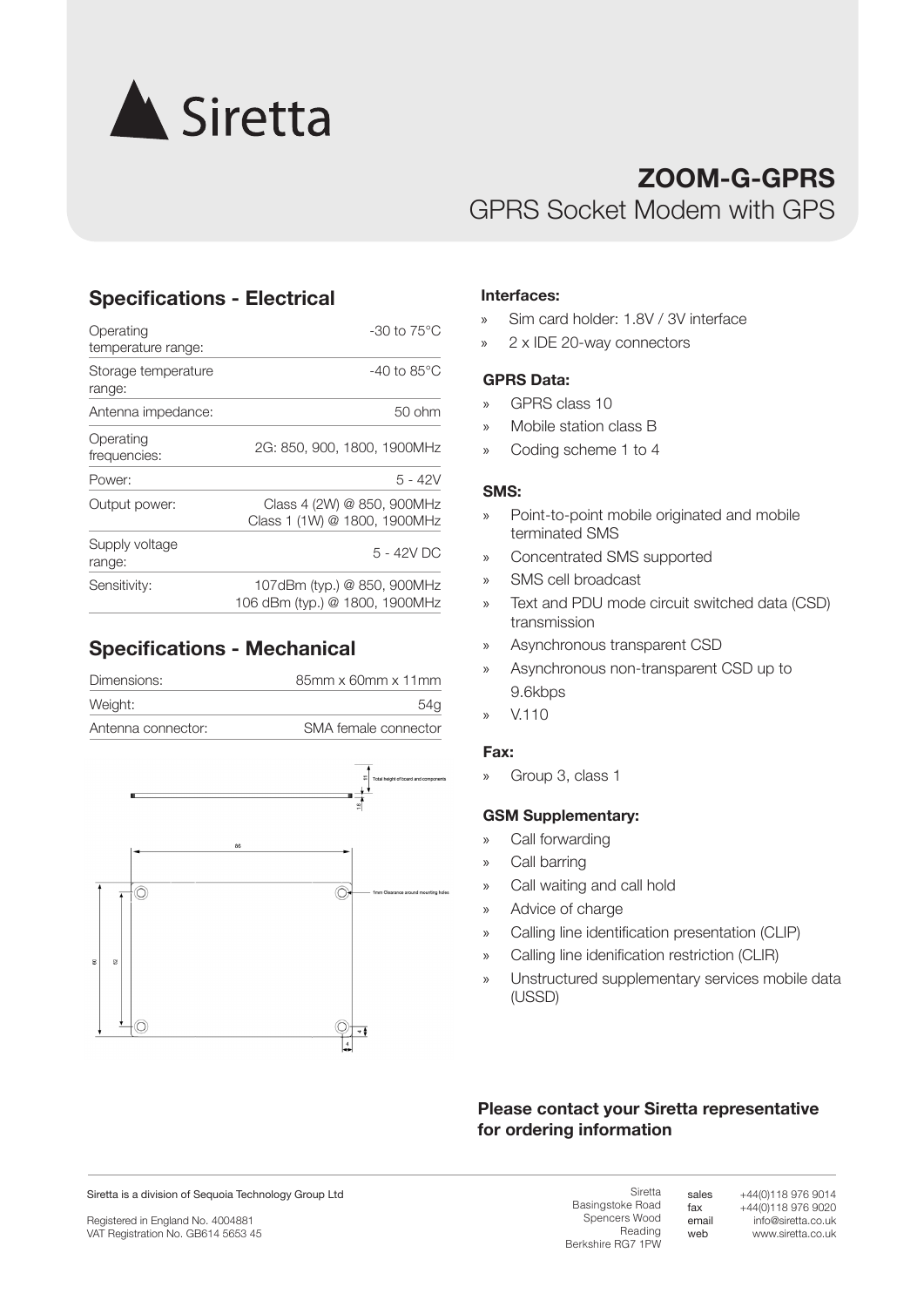# ZOOM-G-GPRS

GPRS Socket Modem with GPS

## Specifications - Electrical

| | |
|---|---|
| Operating temperature range: | -30 to 75°C |
| Storage temperature range: | -40 to 85°C |
| Antenna impedance: | 50 ohm |
| Operating frequencies: | 2G: 850, 900, 1800, 1900MHz |
| Power: | 5 - 42V |
| Output power: | Class 4 (2W) @ 850, 900MHz<br>Class 1 (1W) @ 1800, 1900MHz |
| Supply voltage range: | 5 - 42V DC |
| Sensitivity: | 107dBm (typ.) @ 850, 900MHz<br>106 dBm (typ.) @ 1800, 1900MHz |

## Specifications - Mechanical

| | |
|---|---|
| Dimensions: | 85mm x 60mm x 11mm |
| Weight: | 54g |
| Antenna connector: | SMA female connector |

Total height of board and components

85

1mm Clearance around mounting holes

60

52

4

4

**Interfaces:**

- Sim card holder: 1.8V / 3V interface
- 2 x IDE 20-way connectors

**GPRS Data:**

- GPRS class 10
- Mobile station class B
- Coding scheme 1 to 4

**SMS:**

- Point-to-point mobile originated and mobile terminated SMS
- Concentrated SMS supported
- SMS cell broadcast
- Text and PDU mode circuit switched data (CSD) transmission
- Asynchronous transparent CSD
- Asynchronous non-transparent CSD up to 9.6kbps
- V.110

**Fax:**

- Group 3, class 1

**GSM Supplementary:**

- Call forwarding
- Call barring
- Call waiting and call hold
- Advice of charge
- Calling line identification presentation (CLIP)
- Calling line idenification restriction (CLIR)
- Unstructured supplementary services mobile data (USSD)

**Please contact your Siretta representative for ordering information**

Siretta is a division of Sequoia Technology Group Ltd

Registered in England No. 4004881
VAT Registration No. GB614 5653 45

Siretta
Basingstoke Road
Spencers Wood
Reading
Berkshire RG7 1PW

sales +44(0)118 976 9014
fax +44(0)118 976 9020
email info@siretta.co.uk
web www.siretta.co.uk